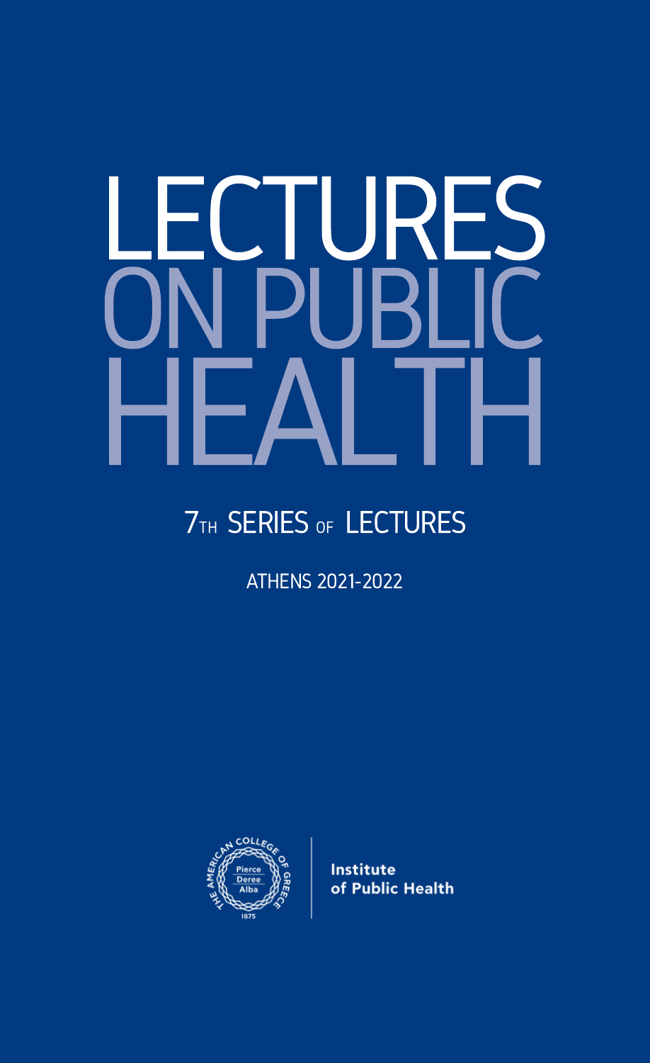# LECTURES ON PUBLIC HEALTH

## 7TH SERIES OF LECTURES

ATHENS 2021-2022

THE AMERICAN COLLEGE OF GREECE
Pierce
Deree
Alba
1875

Institute of Public Health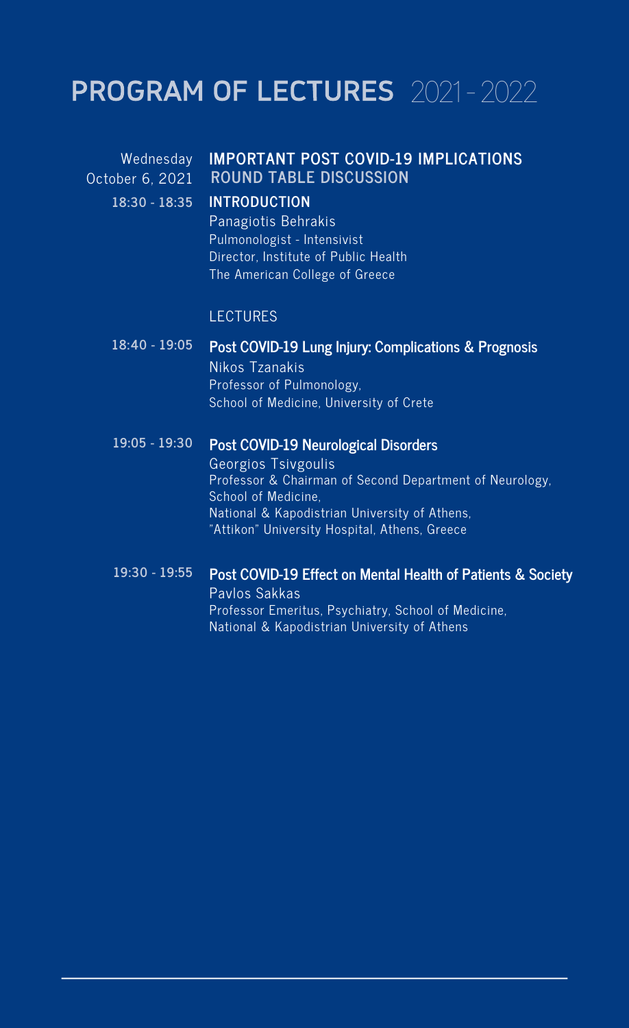# PROGRAM OF LECTURES 2021 - 2022

Wednesday
October 6, 2021

## IMPORTANT POST COVID-19 IMPLICATIONS
## ROUND TABLE DISCUSSION

**18:30 - 18:35** **INTRODUCTION**

Panagiotis Behrakis
Pulmonologist - Intensivist
Director, Institute of Public Health
The American College of Greece

LECTURES

**18:40 - 19:05** **Post COVID-19 Lung Injury: Complications & Prognosis**

Nikos Tzanakis
Professor of Pulmonology,
School of Medicine, University of Crete

**19:05 - 19:30** **Post COVID-19 Neurological Disorders**

Georgios Tsivgoulis
Professor & Chairman of Second Department of Neurology,
School of Medicine,
National & Kapodistrian University of Athens,
"Attikon" University Hospital, Athens, Greece

**19:30 - 19:55** **Post COVID-19 Effect on Mental Health of Patients & Society**

Pavlos Sakkas
Professor Emeritus, Psychiatry, School of Medicine,
National & Kapodistrian University of Athens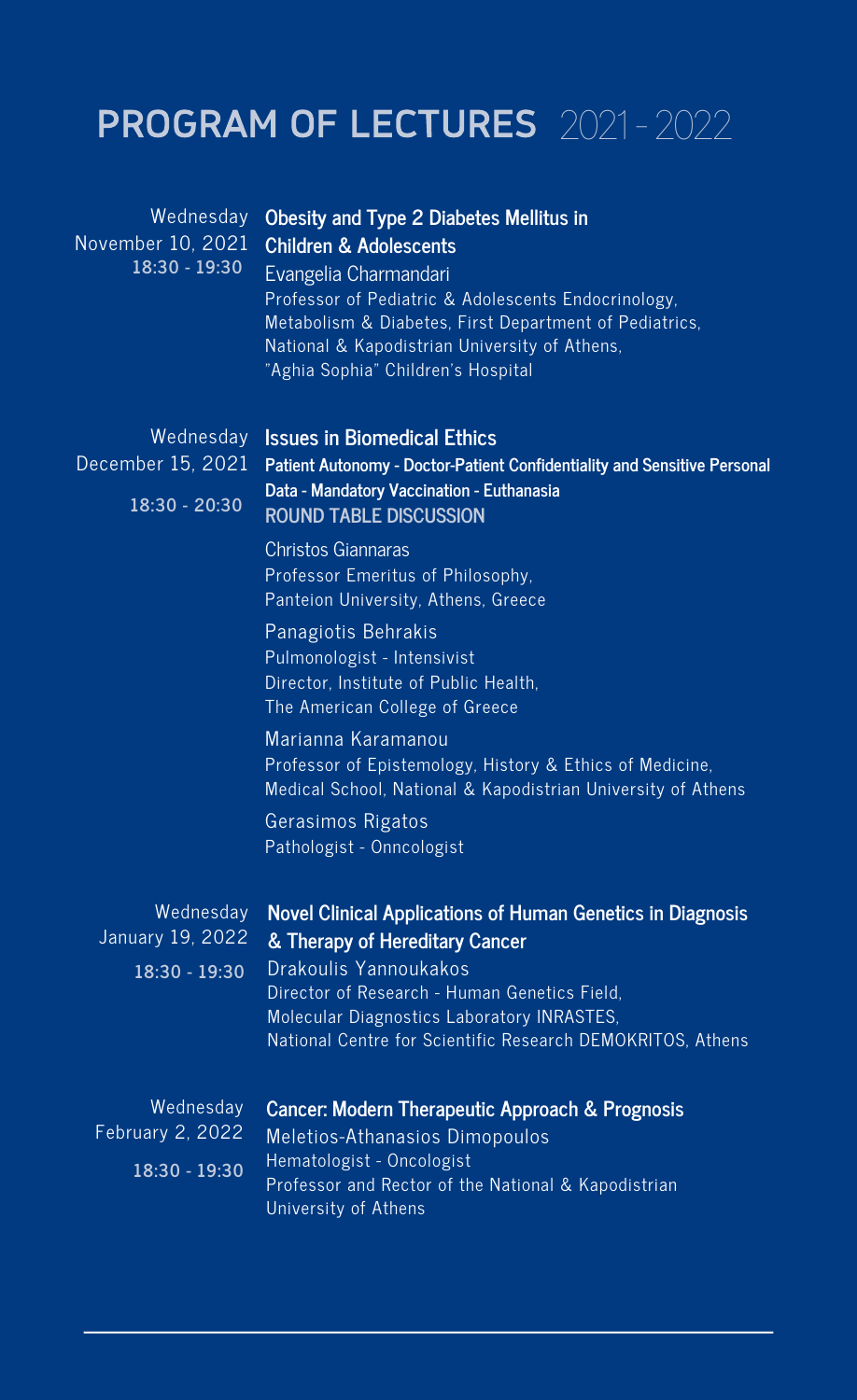# PROGRAM OF LECTURES 2021 - 2022

**Wednesday**
**November 10, 2021**
**18:30 - 19:30**

**Obesity and Type 2 Diabetes Mellitus in Children & Adolescents**

Evangelia Charmandari
Professor of Pediatric & Adolescents Endocrinology, Metabolism & Diabetes, First Department of Pediatrics, National & Kapodistrian University of Athens, "Aghia Sophia" Children's Hospital

**Wednesday**
**December 15, 2021**
**18:30 - 20:30**

**Issues in Biomedical Ethics**

**Patient Autonomy - Doctor-Patient Confidentiality and Sensitive Personal Data - Mandatory Vaccination - Euthanasia**

**ROUND TABLE DISCUSSION**

Christos Giannaras
Professor Emeritus of Philosophy, Panteion University, Athens, Greece

Panagiotis Behrakis
Pulmonologist - Intensivist
Director, Institute of Public Health, The American College of Greece

Marianna Karamanou
Professor of Epistemology, History & Ethics of Medicine, Medical School, National & Kapodistrian University of Athens

Gerasimos Rigatos
Pathologist - Onncologist

**Wednesday**
**January 19, 2022**
**18:30 - 19:30**

**Novel Clinical Applications of Human Genetics in Diagnosis & Therapy of Hereditary Cancer**

Drakoulis Yannoukakos
Director of Research - Human Genetics Field, Molecular Diagnostics Laboratory INRASTES, National Centre for Scientific Research DEMOKRITOS, Athens

**Wednesday**
**February 2, 2022**
**18:30 - 19:30**

**Cancer: Modern Therapeutic Approach & Prognosis**

Meletios-Athanasios Dimopoulos
Hematologist - Oncologist
Professor and Rector of the National & Kapodistrian University of Athens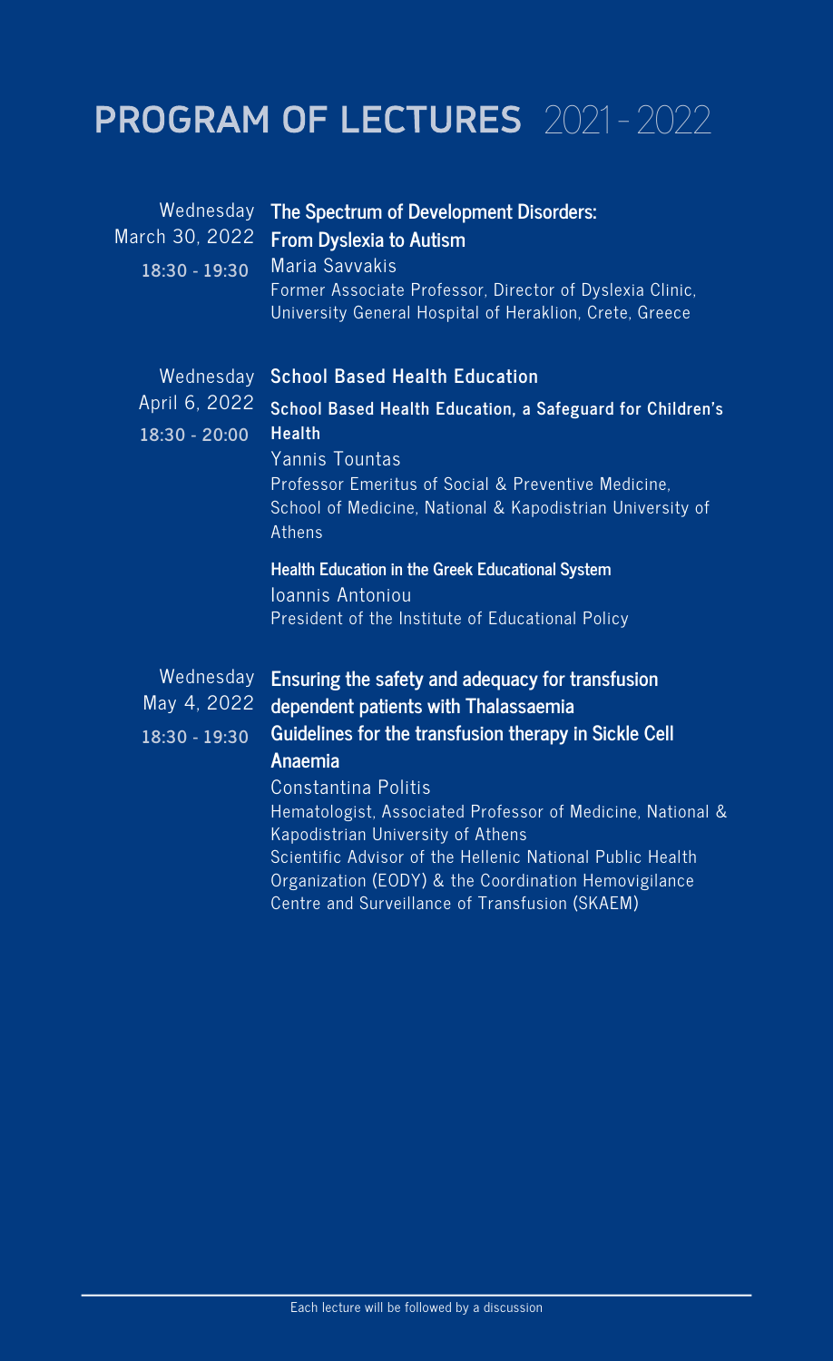# PROGRAM OF LECTURES 2021 - 2022

**Wednesday March 30, 2022**
**18:30 - 19:30**

**The Spectrum of Development Disorders: From Dyslexia to Autism**
Maria Savvakis
Former Associate Professor, Director of Dyslexia Clinic, University General Hospital of Heraklion, Crete, Greece

**Wednesday April 6, 2022**
**18:30 - 20:00**

**School Based Health Education**

**School Based Health Education, a Safeguard for Children's Health**
Yannis Tountas
Professor Emeritus of Social & Preventive Medicine, School of Medicine, National & Kapodistrian University of Athens

**Health Education in the Greek Educational System**
Ioannis Antoniou
President of the Institute of Educational Policy

**Wednesday May 4, 2022**
**18:30 - 19:30**

**Ensuring the safety and adequacy for transfusion dependent patients with Thalassaemia**
**Guidelines for the transfusion therapy in Sickle Cell Anaemia**
Constantina Politis
Hematologist, Associated Professor of Medicine, National & Kapodistrian University of Athens
Scientific Advisor of the Hellenic National Public Health Organization (EODY) & the Coordination Hemovigilance Centre and Surveillance of Transfusion (SKAEM)

Each lecture will be followed by a discussion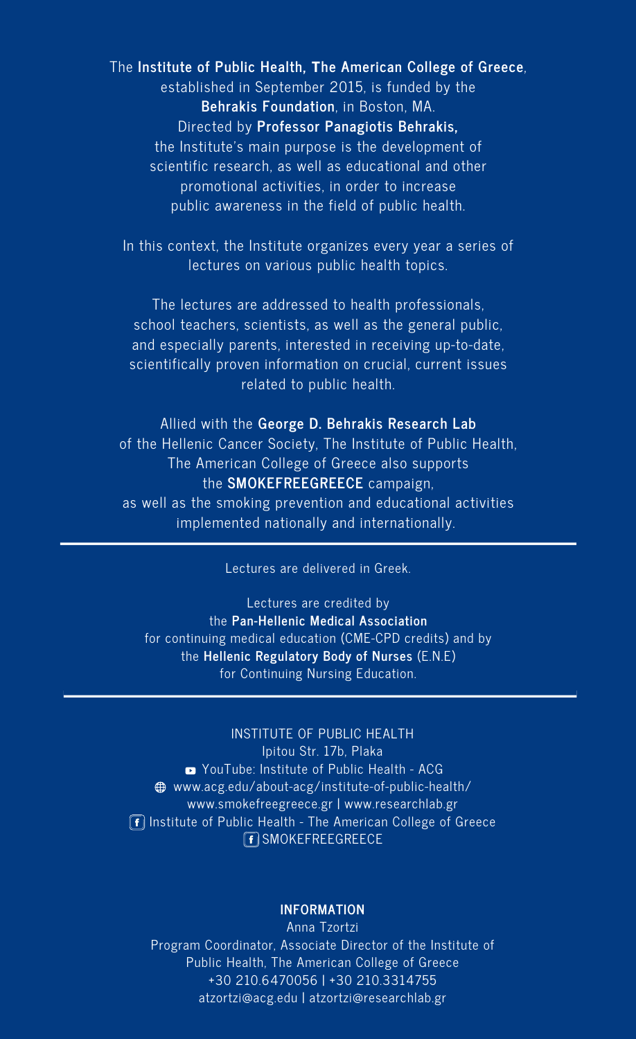The **Institute of Public Health, The American College of Greece**, established in September 2015, is funded by the **Behrakis Foundation**, in Boston, MA. Directed by **Professor Panagiotis Behrakis,** the Institute's main purpose is the development of scientific research, as well as educational and other promotional activities, in order to increase public awareness in the field of public health.

In this context, the Institute organizes every year a series of lectures on various public health topics.

The lectures are addressed to health professionals, school teachers, scientists, as well as the general public, and especially parents, interested in receiving up-to-date, scientifically proven information on crucial, current issues related to public health.

Allied with the **George D. Behrakis Research Lab** of the Hellenic Cancer Society, The Institute of Public Health, The American College of Greece also supports the **SMOKEFREEGREECE** campaign, as well as the smoking prevention and educational activities implemented nationally and internationally.

---

Lectures are delivered in Greek.

Lectures are credited by the **Pan-Hellenic Medical Association** for continuing medical education (CME-CPD credits) and by the **Hellenic Regulatory Body of Nurses** (E.N.E) for Continuing Nursing Education.

---

INSTITUTE OF PUBLIC HEALTH
Ipitou Str. 17b, Plaka
YouTube: Institute of Public Health - ACG
www.acg.edu/about-acg/institute-of-public-health/
www.smokefreegreece.gr | www.researchlab.gr
Institute of Public Health - The American College of Greece
SMOKEFREEGREECE

**INFORMATION**

Anna Tzortzi
Program Coordinator, Associate Director of the Institute of Public Health, The American College of Greece
+30 210.6470056 | +30 210.3314755
atzortzi@acg.edu | atzortzi@researchlab.gr